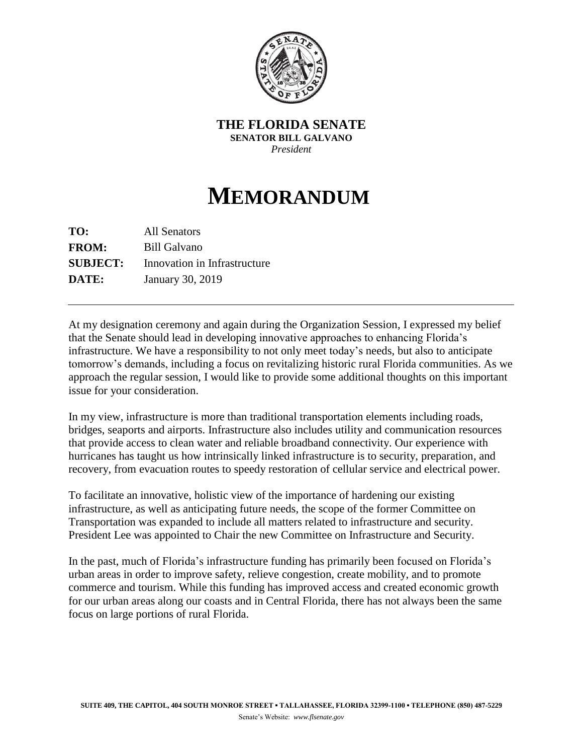**THE FLORIDA SENATE**
**SENATOR BILL GALVANO**
*President*

# MEMORANDUM

**TO:** All Senators
**FROM:** Bill Galvano
**SUBJECT:** Innovation in Infrastructure
**DATE:** January 30, 2019

---

At my designation ceremony and again during the Organization Session, I expressed my belief that the Senate should lead in developing innovative approaches to enhancing Florida's infrastructure. We have a responsibility to not only meet today's needs, but also to anticipate tomorrow's demands, including a focus on revitalizing historic rural Florida communities. As we approach the regular session, I would like to provide some additional thoughts on this important issue for your consideration.

In my view, infrastructure is more than traditional transportation elements including roads, bridges, seaports and airports. Infrastructure also includes utility and communication resources that provide access to clean water and reliable broadband connectivity. Our experience with hurricanes has taught us how intrinsically linked infrastructure is to security, preparation, and recovery, from evacuation routes to speedy restoration of cellular service and electrical power.

To facilitate an innovative, holistic view of the importance of hardening our existing infrastructure, as well as anticipating future needs, the scope of the former Committee on Transportation was expanded to include all matters related to infrastructure and security. President Lee was appointed to Chair the new Committee on Infrastructure and Security.

In the past, much of Florida's infrastructure funding has primarily been focused on Florida's urban areas in order to improve safety, relieve congestion, create mobility, and to promote commerce and tourism. While this funding has improved access and created economic growth for our urban areas along our coasts and in Central Florida, there has not always been the same focus on large portions of rural Florida.

SUITE 409, THE CAPITOL, 404 SOUTH MONROE STREET ▪ TALLAHASSEE, FLORIDA 32399-1100 ▪ TELEPHONE (850) 487-5229
Senate's Website: *www.flsenate.gov*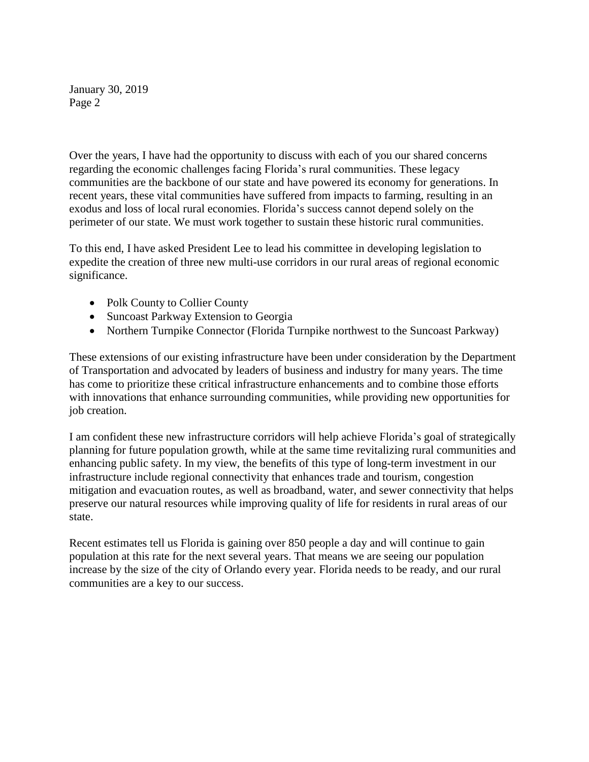Over the years, I have had the opportunity to discuss with each of you our shared concerns regarding the economic challenges facing Florida's rural communities. These legacy communities are the backbone of our state and have powered its economy for generations. In recent years, these vital communities have suffered from impacts to farming, resulting in an exodus and loss of local rural economies. Florida's success cannot depend solely on the perimeter of our state. We must work together to sustain these historic rural communities.

To this end, I have asked President Lee to lead his committee in developing legislation to expedite the creation of three new multi-use corridors in our rural areas of regional economic significance.

- Polk County to Collier County
- Suncoast Parkway Extension to Georgia
- Northern Turnpike Connector (Florida Turnpike northwest to the Suncoast Parkway)

These extensions of our existing infrastructure have been under consideration by the Department of Transportation and advocated by leaders of business and industry for many years. The time has come to prioritize these critical infrastructure enhancements and to combine those efforts with innovations that enhance surrounding communities, while providing new opportunities for job creation.

I am confident these new infrastructure corridors will help achieve Florida's goal of strategically planning for future population growth, while at the same time revitalizing rural communities and enhancing public safety. In my view, the benefits of this type of long-term investment in our infrastructure include regional connectivity that enhances trade and tourism, congestion mitigation and evacuation routes, as well as broadband, water, and sewer connectivity that helps preserve our natural resources while improving quality of life for residents in rural areas of our state.

Recent estimates tell us Florida is gaining over 850 people a day and will continue to gain population at this rate for the next several years. That means we are seeing our population increase by the size of the city of Orlando every year. Florida needs to be ready, and our rural communities are a key to our success.